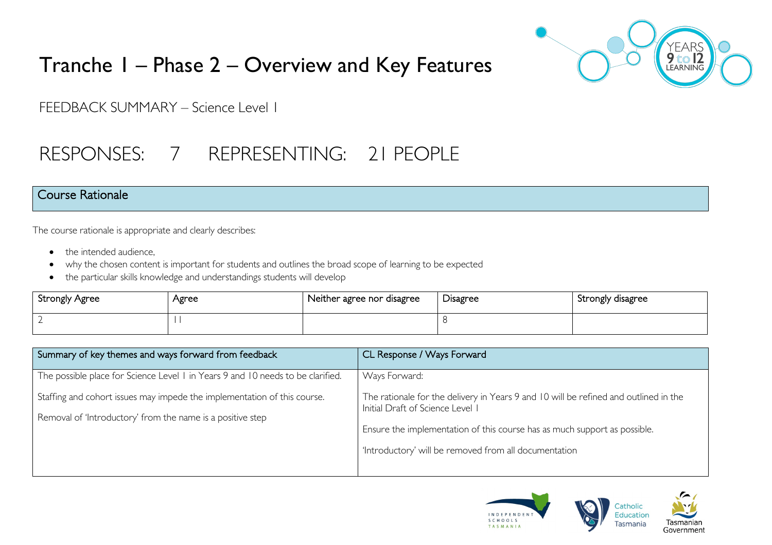# Tranche 1 – Phase 2 – Overview and Key Features

FEEDBACK SUMMARY – Science Level 1

## RESPONSES: 7 REPRESENTING: 21 PEOPLE

## Course Rationale

The course rationale is appropriate and clearly describes:

- the intended audience,
- why the chosen content is important for students and outlines the broad scope of learning to be expected
- the particular skills knowledge and understandings students will develop

| Strongly Agree | Agree | Neither agree nor disagree | Disagree | Strongly disagree |
|---|---|---|---|---|
| 2 | 11 | | 8 | |

| Summary of key themes and ways forward from feedback | CL Response / Ways Forward |
|---|---|
| The possible place for Science Level 1 in Years 9 and 10 needs to be clarified.<br><br>Staffing and cohort issues may impede the implementation of this course.<br><br>Removal of 'Introductory' from the name is a positive step | Ways Forward:<br><br>The rationale for the delivery in Years 9 and 10 will be refined and outlined in the Initial Draft of Science Level 1<br><br>Ensure the implementation of this course has as much support as possible.<br><br>'Introductory' will be removed from all documentation |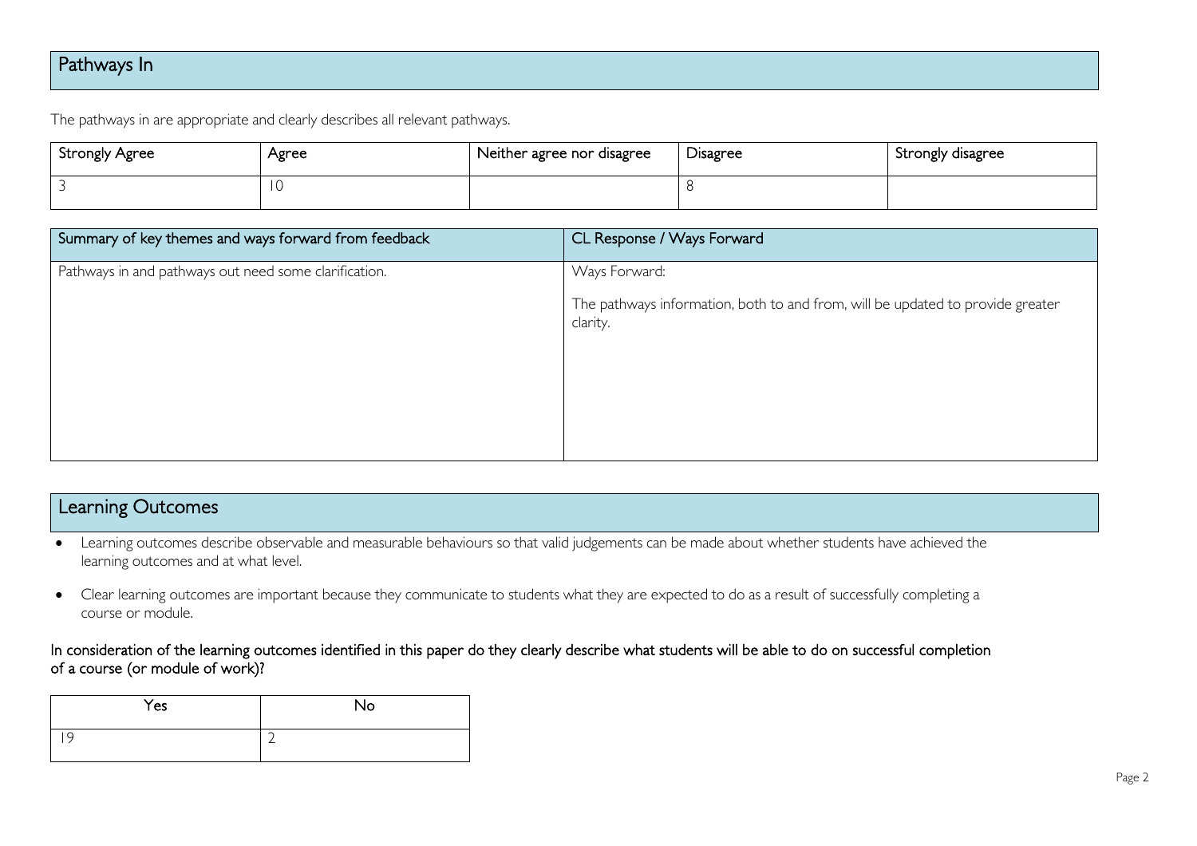## Pathways In

The pathways in are appropriate and clearly describes all relevant pathways.

| Strongly Agree | Agree | Neither agree nor disagree | Disagree | Strongly disagree |
|---|---|---|---|---|
| 3 | 10 | | 8 | |

| Summary of key themes and ways forward from feedback | CL Response / Ways Forward |
|---|---|
| Pathways in and pathways out need some clarification. | Ways Forward:<br><br>The pathways information, both to and from, will be updated to provide greater clarity. |

## Learning Outcomes

- Learning outcomes describe observable and measurable behaviours so that valid judgements can be made about whether students have achieved the learning outcomes and at what level.
- Clear learning outcomes are important because they communicate to students what they are expected to do as a result of successfully completing a course or module.

In consideration of the learning outcomes identified in this paper do they clearly describe what students will be able to do on successful completion of a course (or module of work)?

| Yes | No |
|---|---|
| 19 | 2 |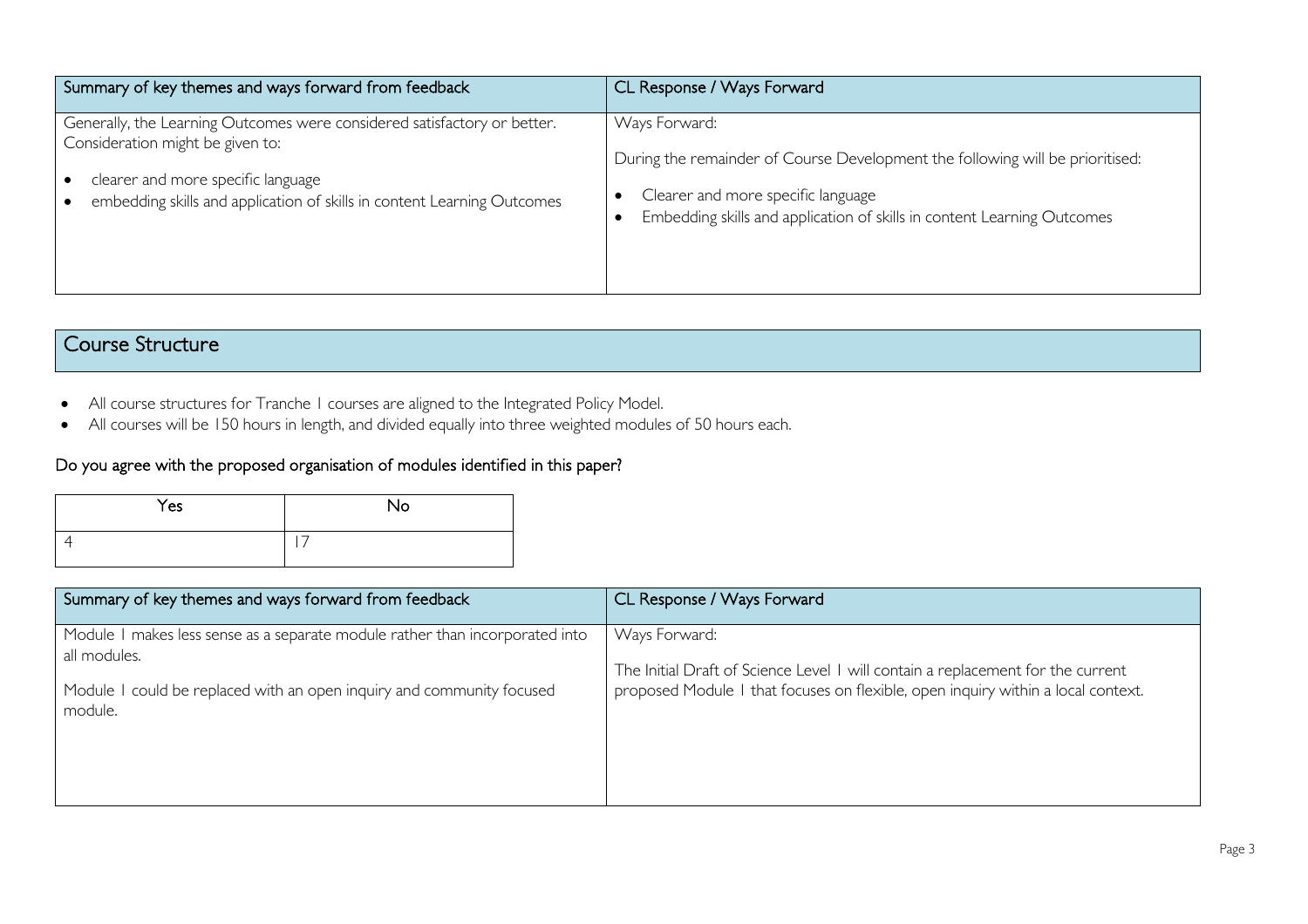| Summary of key themes and ways forward from feedback | CL Response / Ways Forward |
|---|---|
| Generally, the Learning Outcomes were considered satisfactory or better. Consideration might be given to:<br>• clearer and more specific language<br>• embedding skills and application of skills in content Learning Outcomes | Ways Forward:<br>During the remainder of Course Development the following will be prioritised:<br>• Clearer and more specific language<br>• Embedding skills and application of skills in content Learning Outcomes |

## Course Structure

- All course structures for Tranche 1 courses are aligned to the Integrated Policy Model.
- All courses will be 150 hours in length, and divided equally into three weighted modules of 50 hours each.

### Do you agree with the proposed organisation of modules identified in this paper?

| Yes | No |
|---|---|
| 4 | 17 |

| Summary of key themes and ways forward from feedback | CL Response / Ways Forward |
|---|---|
| Module 1 makes less sense as a separate module rather than incorporated into all modules.<br>Module 1 could be replaced with an open inquiry and community focused module. | Ways Forward:<br>The Initial Draft of Science Level 1 will contain a replacement for the current proposed Module 1 that focuses on flexible, open inquiry within a local context. |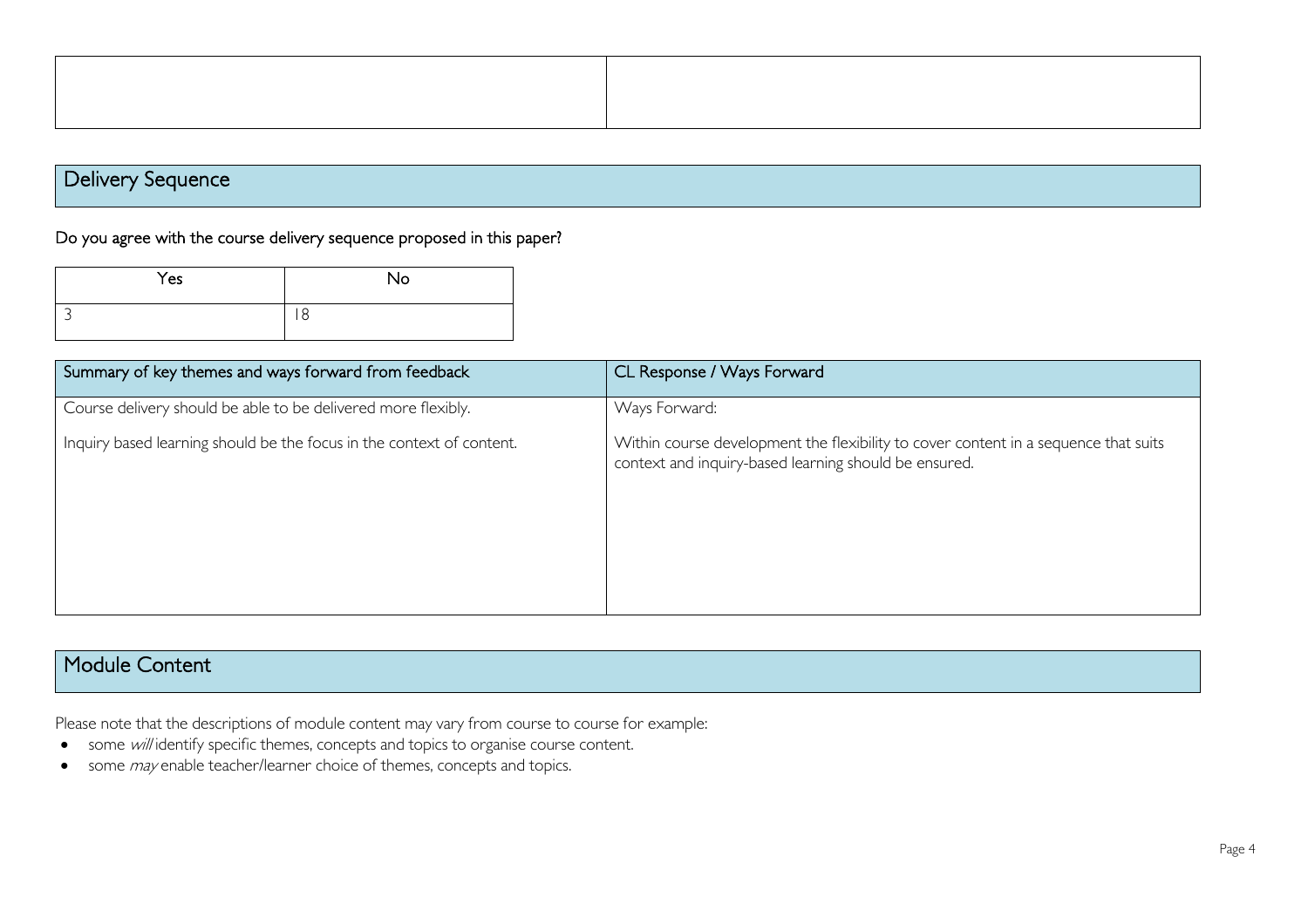| | |
|---|---|
| | |

## Delivery Sequence

Do you agree with the course delivery sequence proposed in this paper?

| Yes | No |
|---|---|
| 3 | 18 |

| Summary of key themes and ways forward from feedback | CL Response / Ways Forward |
|---|---|
| Course delivery should be able to be delivered more flexibly.<br><br>Inquiry based learning should be the focus in the context of content. | Ways Forward:<br><br>Within course development the flexibility to cover content in a sequence that suits context and inquiry-based learning should be ensured. |

## Module Content

Please note that the descriptions of module content may vary from course to course for example:

- some *will* identify specific themes, concepts and topics to organise course content.
- some *may* enable teacher/learner choice of themes, concepts and topics.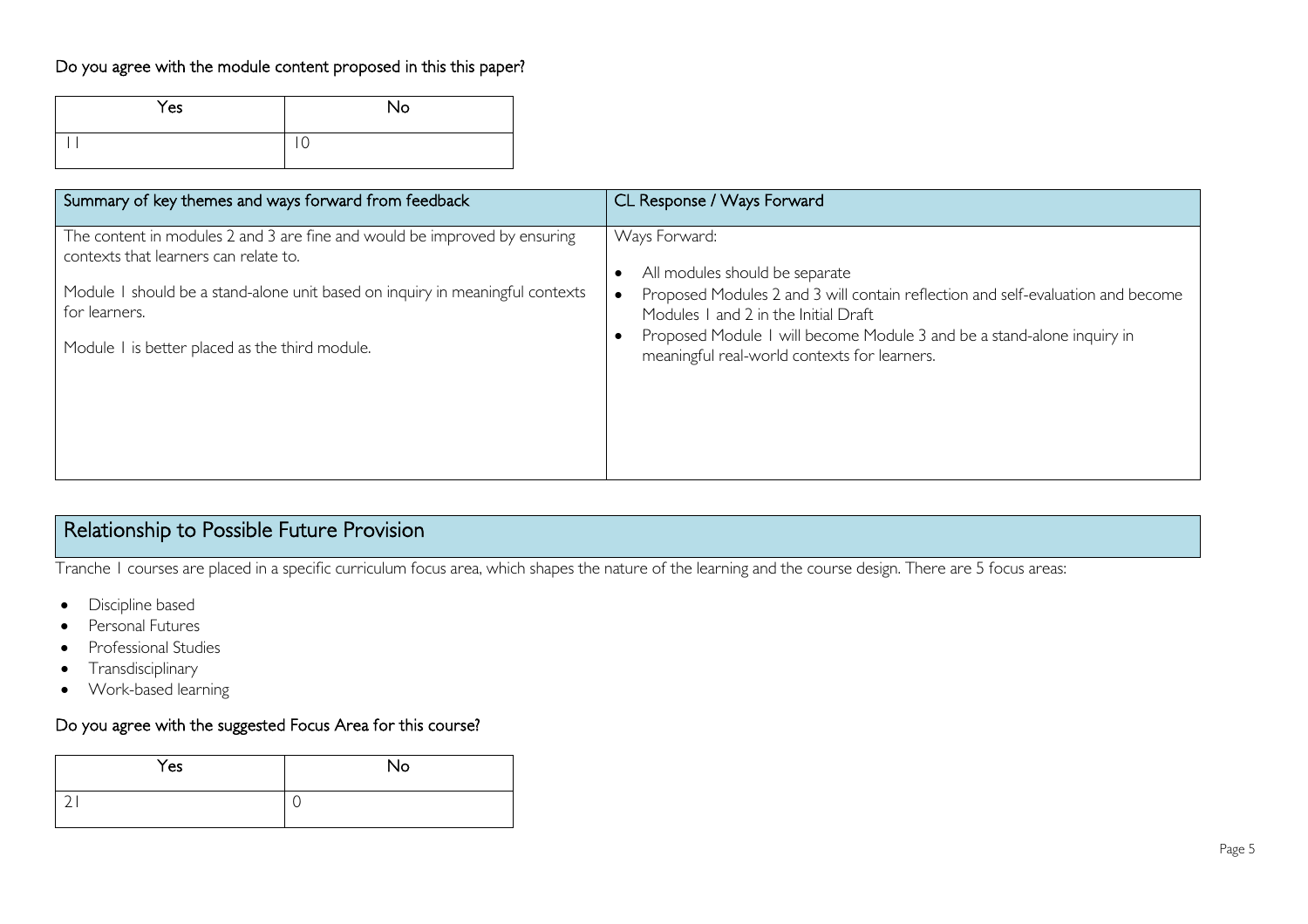Do you agree with the module content proposed in this this paper?

| Yes | No |
|---|---|
| 11 | 10 |

| Summary of key themes and ways forward from feedback | CL Response / Ways Forward |
|---|---|
| The content in modules 2 and 3 are fine and would be improved by ensuring contexts that learners can relate to.<br><br>Module 1 should be a stand-alone unit based on inquiry in meaningful contexts for learners.<br><br>Module 1 is better placed as the third module. | Ways Forward:<br><br>• All modules should be separate<br>• Proposed Modules 2 and 3 will contain reflection and self-evaluation and become Modules 1 and 2 in the Initial Draft<br>• Proposed Module 1 will become Module 3 and be a stand-alone inquiry in meaningful real-world contexts for learners. |

## Relationship to Possible Future Provision

Tranche 1 courses are placed in a specific curriculum focus area, which shapes the nature of the learning and the course design. There are 5 focus areas:

- Discipline based
- Personal Futures
- Professional Studies
- Transdisciplinary
- Work-based learning

Do you agree with the suggested Focus Area for this course?

| Yes | No |
|---|---|
| 21 | 0 |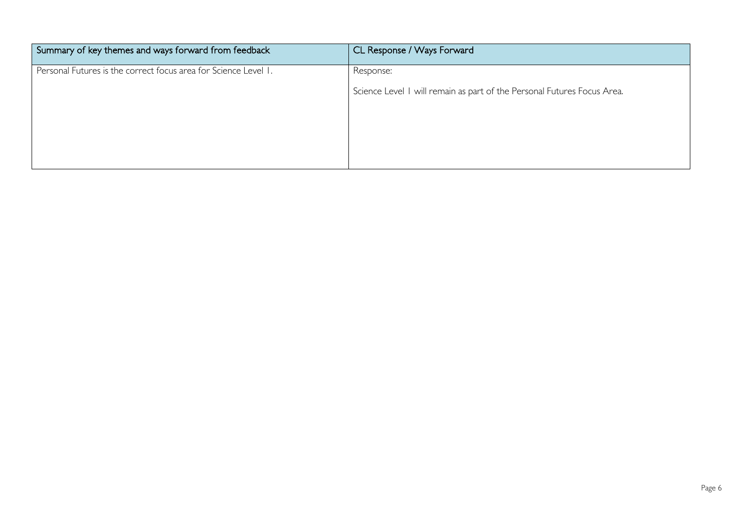| Summary of key themes and ways forward from feedback | CL Response / Ways Forward |
| --- | --- |
| Personal Futures is the correct focus area for Science Level 1. | Response:<br><br>Science Level 1 will remain as part of the Personal Futures Focus Area. |